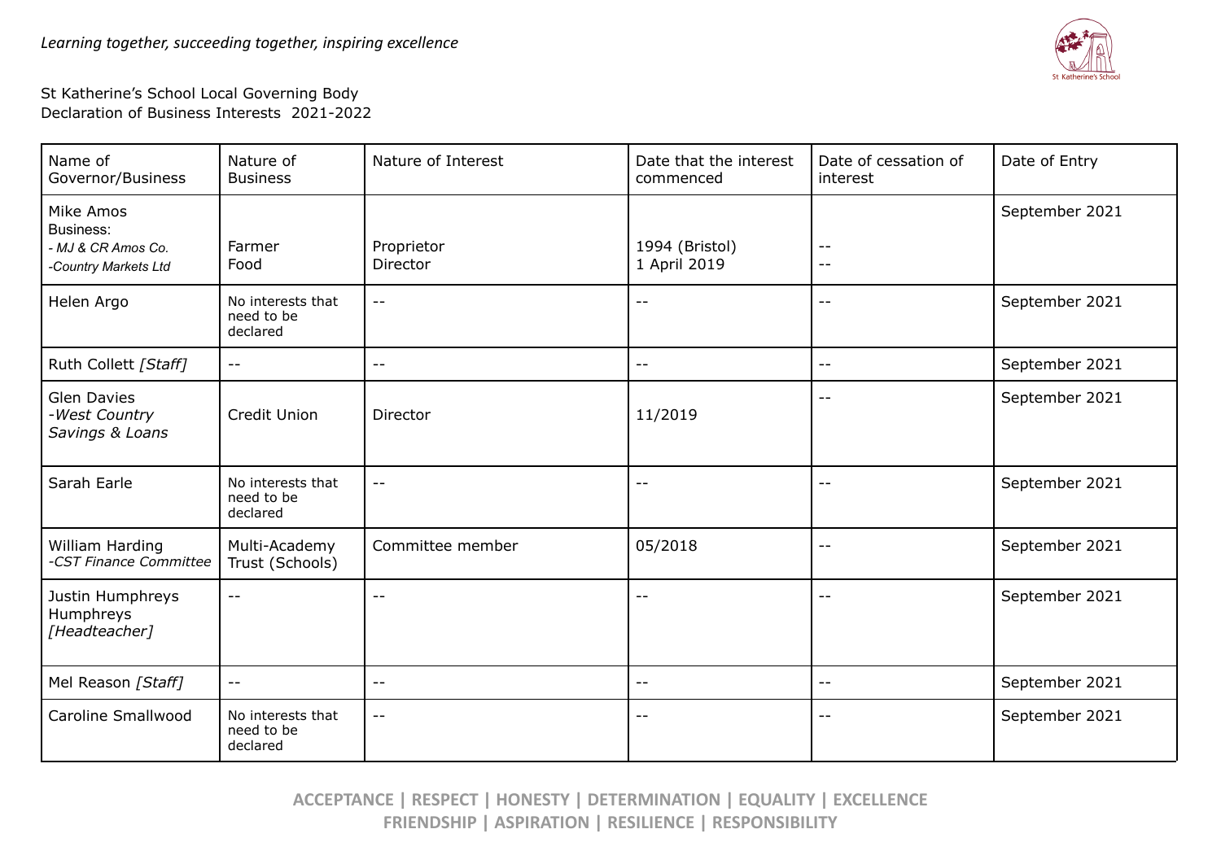*Learning together, succeeding together, inspiring excellence*

St Katherine's School Local Governing Body
Declaration of Business Interests 2021-2022

| Name of Governor/Business | Nature of Business | Nature of Interest | Date that the interest commenced | Date of cessation of interest | Date of Entry |
|---|---|---|---|---|---|
| Mike Amos<br>Business:<br>*- MJ & CR Amos Co.*<br>*-Country Markets Ltd* | Farmer<br>Food | Proprietor<br>Director | 1994 (Bristol)<br>1 April 2019 | --<br>-- | September 2021 |
| Helen Argo | No interests that need to be declared | -- | -- | -- | September 2021 |
| Ruth Collett *[Staff]* | -- | -- | -- | -- | September 2021 |
| Glen Davies<br>*-West Country Savings & Loans* | Credit Union | Director | 11/2019 | -- | September 2021 |
| Sarah Earle | No interests that need to be declared | -- | -- | -- | September 2021 |
| William Harding<br>*-CST Finance Committee* | Multi-Academy Trust (Schools) | Committee member | 05/2018 | -- | September 2021 |
| Justin Humphreys Humphreys<br>*[Headteacher]* | -- | -- | -- | -- | September 2021 |
| Mel Reason *[Staff]* | -- | -- | -- | -- | September 2021 |
| Caroline Smallwood | No interests that need to be declared | -- | -- | -- | September 2021 |

**ACCEPTANCE | RESPECT | HONESTY | DETERMINATION | EQUALITY | EXCELLENCE**
**FRIENDSHIP | ASPIRATION | RESILIENCE | RESPONSIBILITY**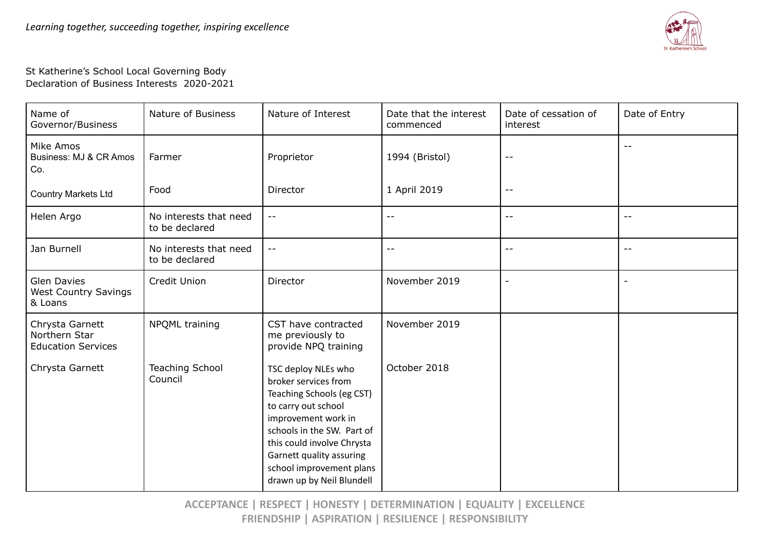St Katherine's School Local Governing Body
Declaration of Business Interests 2020-2021

| Name of Governor/Business | Nature of Business | Nature of Interest | Date that the interest commenced | Date of cessation of interest | Date of Entry |
|---|---|---|---|---|---|
| Mike Amos<br>Business: MJ & CR Amos Co. | Farmer | Proprietor | 1994 (Bristol) | -- | -- |
| Country Markets Ltd | Food | Director | 1 April 2019 | -- | |
| Helen Argo | No interests that need to be declared | -- | -- | -- | -- |
| Jan Burnell | No interests that need to be declared | -- | -- | -- | -- |
| Glen Davies<br>West Country Savings & Loans | Credit Union | Director | November 2019 | - | - |
| Chrysta Garnett<br>Northern Star Education Services | NPQML training | CST have contracted me previously to provide NPQ training | November 2019 | | |
| Chrysta Garnett | Teaching School Council | TSC deploy NLEs who broker services from Teaching Schools (eg CST) to carry out school improvement work in schools in the SW. Part of this could involve Chrysta Garnett quality assuring school improvement plans drawn up by Neil Blundell | October 2018 | | |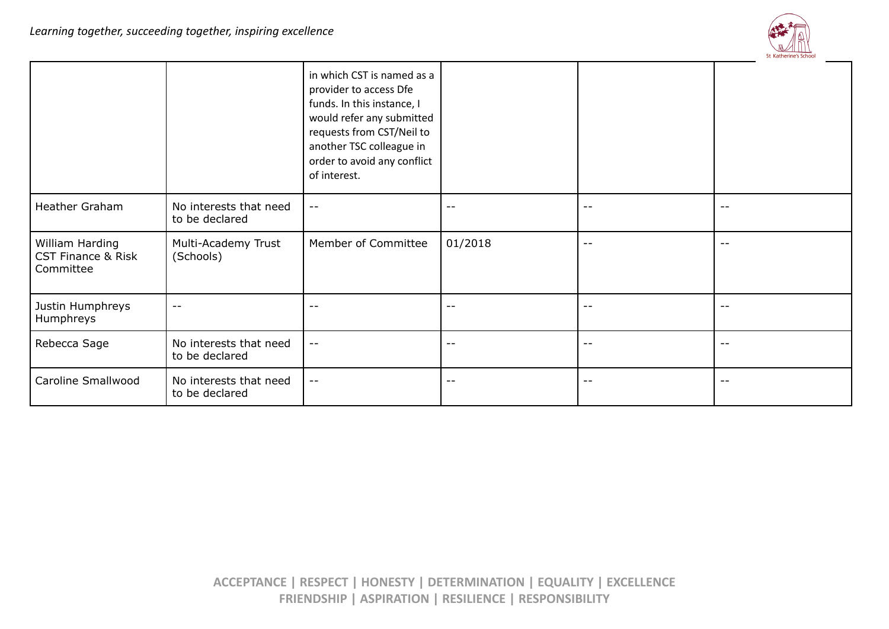| | | | | | |
|---|---|---|---|---|---|
| | | in which CST is named as a provider to access Dfe funds. In this instance, I would refer any submitted requests from CST/Neil to another TSC colleague in order to avoid any conflict of interest. | | | |
| Heather Graham | No interests that need to be declared | -- | -- | -- | -- |
| William Harding CST Finance & Risk Committee | Multi-Academy Trust (Schools) | Member of Committee | 01/2018 | -- | -- |
| Justin Humphreys Humphreys | -- | -- | -- | -- | -- |
| Rebecca Sage | No interests that need to be declared | -- | -- | -- | -- |
| Caroline Smallwood | No interests that need to be declared | -- | -- | -- | -- |

ACCEPTANCE | RESPECT | HONESTY | DETERMINATION | EQUALITY | EXCELLENCE
FRIENDSHIP | ASPIRATION | RESILIENCE | RESPONSIBILITY